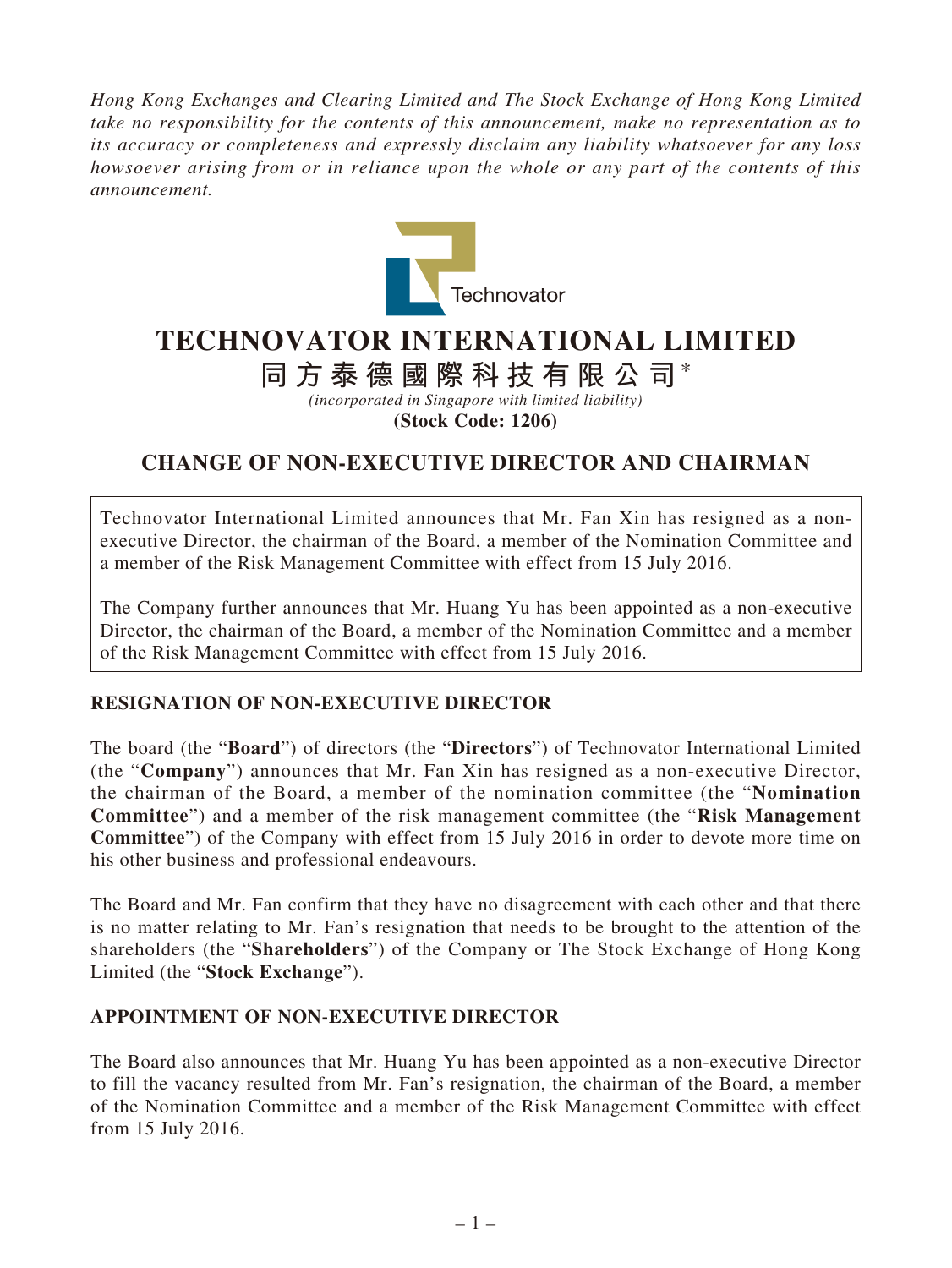*Hong Kong Exchanges and Clearing Limited and The Stock Exchange of Hong Kong Limited take no responsibility for the contents of this announcement, make no representation as to its accuracy or completeness and expressly disclaim any liability whatsoever for any loss howsoever arising from or in reliance upon the whole or any part of the contents of this announcement.*

Technovator

# TECHNOVATOR INTERNATIONAL LIMITED

## 同方泰德國際科技有限公司*

*(incorporated in Singapore with limited liability)*

**(Stock Code: 1206)**

## CHANGE OF NON-EXECUTIVE DIRECTOR AND CHAIRMAN

Technovator International Limited announces that Mr. Fan Xin has resigned as a non-executive Director, the chairman of the Board, a member of the Nomination Committee and a member of the Risk Management Committee with effect from 15 July 2016.

The Company further announces that Mr. Huang Yu has been appointed as a non-executive Director, the chairman of the Board, a member of the Nomination Committee and a member of the Risk Management Committee with effect from 15 July 2016.

### RESIGNATION OF NON-EXECUTIVE DIRECTOR

The board (the "**Board**") of directors (the "**Directors**") of Technovator International Limited (the "**Company**") announces that Mr. Fan Xin has resigned as a non-executive Director, the chairman of the Board, a member of the nomination committee (the "**Nomination Committee**") and a member of the risk management committee (the "**Risk Management Committee**") of the Company with effect from 15 July 2016 in order to devote more time on his other business and professional endeavours.

The Board and Mr. Fan confirm that they have no disagreement with each other and that there is no matter relating to Mr. Fan's resignation that needs to be brought to the attention of the shareholders (the "**Shareholders**") of the Company or The Stock Exchange of Hong Kong Limited (the "**Stock Exchange**").

### APPOINTMENT OF NON-EXECUTIVE DIRECTOR

The Board also announces that Mr. Huang Yu has been appointed as a non-executive Director to fill the vacancy resulted from Mr. Fan's resignation, the chairman of the Board, a member of the Nomination Committee and a member of the Risk Management Committee with effect from 15 July 2016.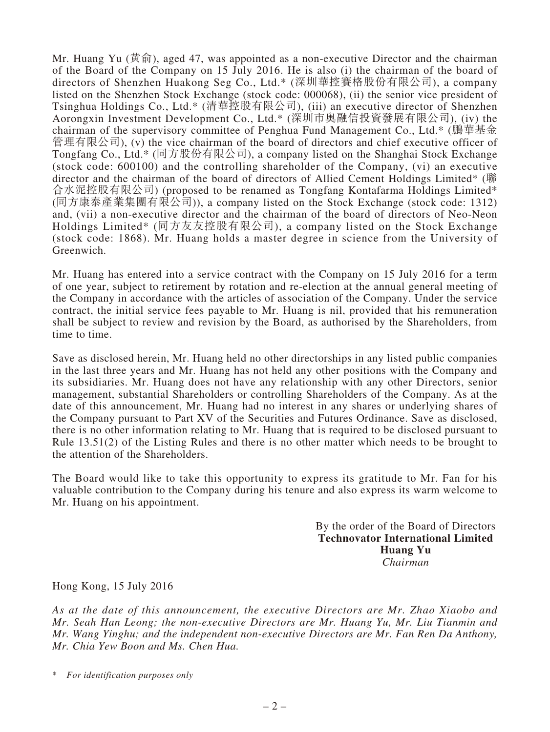Mr. Huang Yu (黃俞), aged 47, was appointed as a non-executive Director and the chairman of the Board of the Company on 15 July 2016. He is also (i) the chairman of the board of directors of Shenzhen Huakong Seg Co., Ltd.* (深圳華控賽格股份有限公司), a company listed on the Shenzhen Stock Exchange (stock code: 000068), (ii) the senior vice president of Tsinghua Holdings Co., Ltd.* (清華控股有限公司), (iii) an executive director of Shenzhen Aorongxin Investment Development Co., Ltd.* (深圳市奧融信投資發展有限公司), (iv) the chairman of the supervisory committee of Penghua Fund Management Co., Ltd.* (鵬華基金管理有限公司), (v) the vice chairman of the board of directors and chief executive officer of Tongfang Co., Ltd.* (同方股份有限公司), a company listed on the Shanghai Stock Exchange (stock code: 600100) and the controlling shareholder of the Company, (vi) an executive director and the chairman of the board of directors of Allied Cement Holdings Limited* (聯合水泥控股有限公司) (proposed to be renamed as Tongfang Kontafarma Holdings Limited* (同方康泰產業集團有限公司)), a company listed on the Stock Exchange (stock code: 1312) and, (vii) a non-executive director and the chairman of the board of directors of Neo-Neon Holdings Limited* (同方友友控股有限公司), a company listed on the Stock Exchange (stock code: 1868). Mr. Huang holds a master degree in science from the University of Greenwich.

Mr. Huang has entered into a service contract with the Company on 15 July 2016 for a term of one year, subject to retirement by rotation and re-election at the annual general meeting of the Company in accordance with the articles of association of the Company. Under the service contract, the initial service fees payable to Mr. Huang is nil, provided that his remuneration shall be subject to review and revision by the Board, as authorised by the Shareholders, from time to time.

Save as disclosed herein, Mr. Huang held no other directorships in any listed public companies in the last three years and Mr. Huang has not held any other positions with the Company and its subsidiaries. Mr. Huang does not have any relationship with any other Directors, senior management, substantial Shareholders or controlling Shareholders of the Company. As at the date of this announcement, Mr. Huang had no interest in any shares or underlying shares of the Company pursuant to Part XV of the Securities and Futures Ordinance. Save as disclosed, there is no other information relating to Mr. Huang that is required to be disclosed pursuant to Rule 13.51(2) of the Listing Rules and there is no other matter which needs to be brought to the attention of the Shareholders.

The Board would like to take this opportunity to express its gratitude to Mr. Fan for his valuable contribution to the Company during his tenure and also express its warm welcome to Mr. Huang on his appointment.

By the order of the Board of Directors
**Technovator International Limited**
**Huang Yu**
*Chairman*

Hong Kong, 15 July 2016

*As at the date of this announcement, the executive Directors are Mr. Zhao Xiaobo and Mr. Seah Han Leong; the non-executive Directors are Mr. Huang Yu, Mr. Liu Tianmin and Mr. Wang Yinghu; and the independent non-executive Directors are Mr. Fan Ren Da Anthony, Mr. Chia Yew Boon and Ms. Chen Hua.*

\* *For identification purposes only*